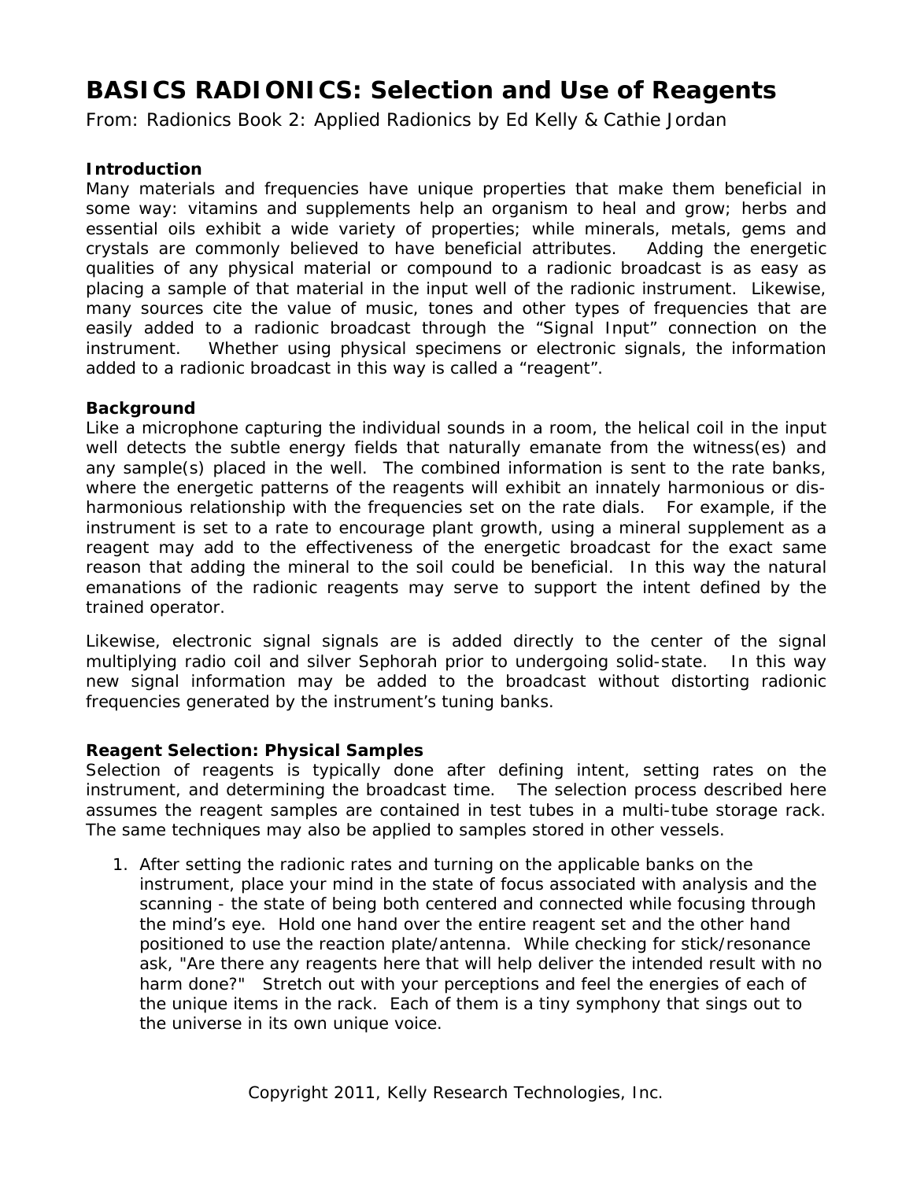# BASICS RADIONICS: Selection and Use of Reagents

From: Radionics Book 2: Applied Radionics by Ed Kelly & Cathie Jordan

**Introduction**

Many materials and frequencies have unique properties that make them beneficial in some way: vitamins and supplements help an organism to heal and grow; herbs and essential oils exhibit a wide variety of properties; while minerals, metals, gems and crystals are commonly believed to have beneficial attributes. Adding the energetic qualities of any physical material or compound to a radionic broadcast is as easy as placing a sample of that material in the input well of the radionic instrument. Likewise, many sources cite the value of music, tones and other types of frequencies that are easily added to a radionic broadcast through the "Signal Input" connection on the instrument. Whether using physical specimens or electronic signals, the information added to a radionic broadcast in this way is called a "reagent".

**Background**

Like a microphone capturing the individual sounds in a room, the helical coil in the input well detects the subtle energy fields that naturally emanate from the witness(es) and any sample(s) placed in the well. The combined information is sent to the rate banks, where the energetic patterns of the reagents will exhibit an innately harmonious or dis-harmonious relationship with the frequencies set on the rate dials. For example, if the instrument is set to a rate to encourage plant growth, using a mineral supplement as a reagent may add to the effectiveness of the energetic broadcast for the exact same reason that adding the mineral to the soil could be beneficial. In this way the natural emanations of the radionic reagents may serve to support the intent defined by the trained operator.

Likewise, electronic signal signals are is added directly to the center of the signal multiplying radio coil and silver Sephorah prior to undergoing solid-state. In this way new signal information may be added to the broadcast without distorting radionic frequencies generated by the instrument's tuning banks.

**Reagent Selection: Physical Samples**

Selection of reagents is typically done after defining intent, setting rates on the instrument, and determining the broadcast time. The selection process described here assumes the reagent samples are contained in test tubes in a multi-tube storage rack. The same techniques may also be applied to samples stored in other vessels.

1. After setting the radionic rates and turning on the applicable banks on the instrument, place your mind in the state of focus associated with analysis and the scanning - the state of being both centered and connected while focusing through the mind's eye. Hold one hand over the entire reagent set and the other hand positioned to use the reaction plate/antenna. While checking for stick/resonance ask, "Are there any reagents here that will help deliver the intended result with no harm done?" Stretch out with your perceptions and feel the energies of each of the unique items in the rack. Each of them is a tiny symphony that sings out to the universe in its own unique voice.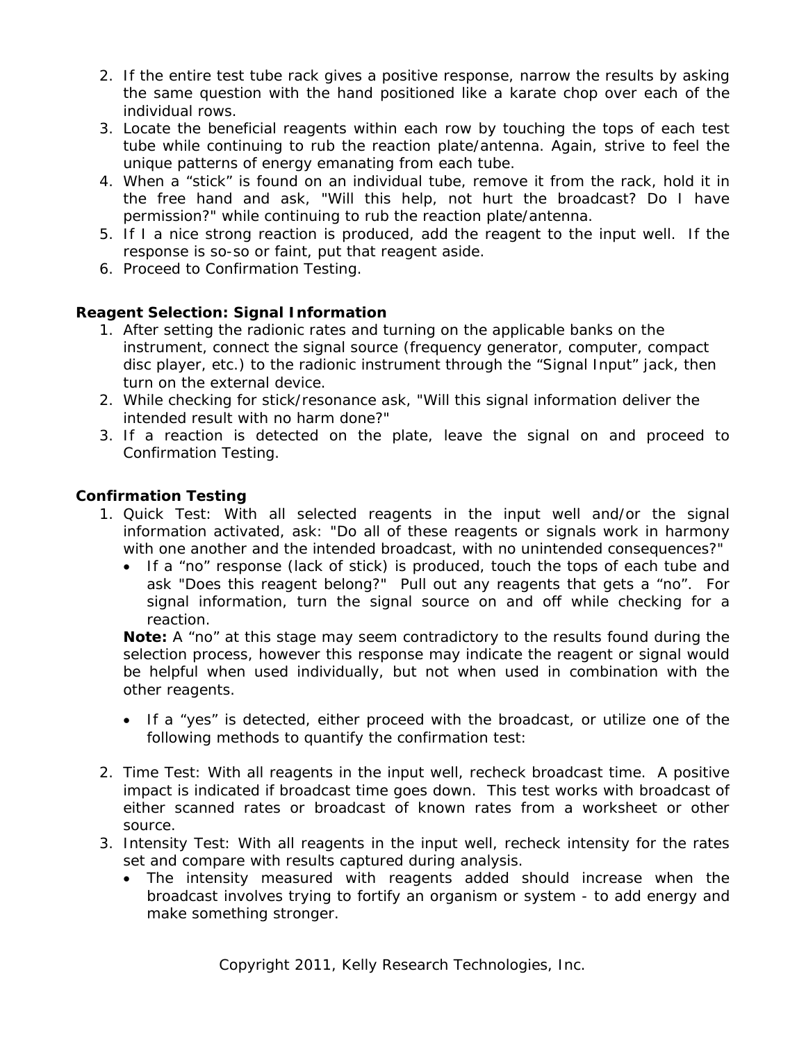2. If the entire test tube rack gives a positive response, narrow the results by asking the same question with the hand positioned like a karate chop over each of the individual rows.
3. Locate the beneficial reagents within each row by touching the tops of each test tube while continuing to rub the reaction plate/antenna. Again, strive to feel the unique patterns of energy emanating from each tube.
4. When a “stick” is found on an individual tube, remove it from the rack, hold it in the free hand and ask, "Will this help, not hurt the broadcast? Do I have permission?" while continuing to rub the reaction plate/antenna.
5. If I a nice strong reaction is produced, add the reagent to the input well. If the response is so-so or faint, put that reagent aside.
6. Proceed to Confirmation Testing.

**Reagent Selection: Signal Information**

1. After setting the radionic rates and turning on the applicable banks on the instrument, connect the signal source (frequency generator, computer, compact disc player, etc.) to the radionic instrument through the “Signal Input” jack, then turn on the external device.
2. While checking for stick/resonance ask, "Will this signal information deliver the intended result with no harm done?"
3. If a reaction is detected on the plate, leave the signal on and proceed to Confirmation Testing.

**Confirmation Testing**

1. Quick Test: With all selected reagents in the input well and/or the signal information activated, ask: "Do all of these reagents or signals work in harmony with one another and the intended broadcast, with no unintended consequences?"
   - If a “no” response (lack of stick) is produced, touch the tops of each tube and ask "Does this reagent belong?" Pull out any reagents that gets a “no”. For signal information, turn the signal source on and off while checking for a reaction.

   **Note:** A “no” at this stage may seem contradictory to the results found during the selection process, however this response may indicate the reagent or signal would be helpful when used individually, but not when used in combination with the other reagents.

   - If a “yes” is detected, either proceed with the broadcast, or utilize one of the following methods to quantify the confirmation test:

2. Time Test: With all reagents in the input well, recheck broadcast time. A positive impact is indicated if broadcast time goes down. This test works with broadcast of either scanned rates or broadcast of known rates from a worksheet or other source.
3. Intensity Test: With all reagents in the input well, recheck intensity for the rates set and compare with results captured during analysis.
   - The intensity measured with reagents added should increase when the broadcast involves trying to fortify an organism or system - to add energy and make something stronger.

Copyright 2011, Kelly Research Technologies, Inc.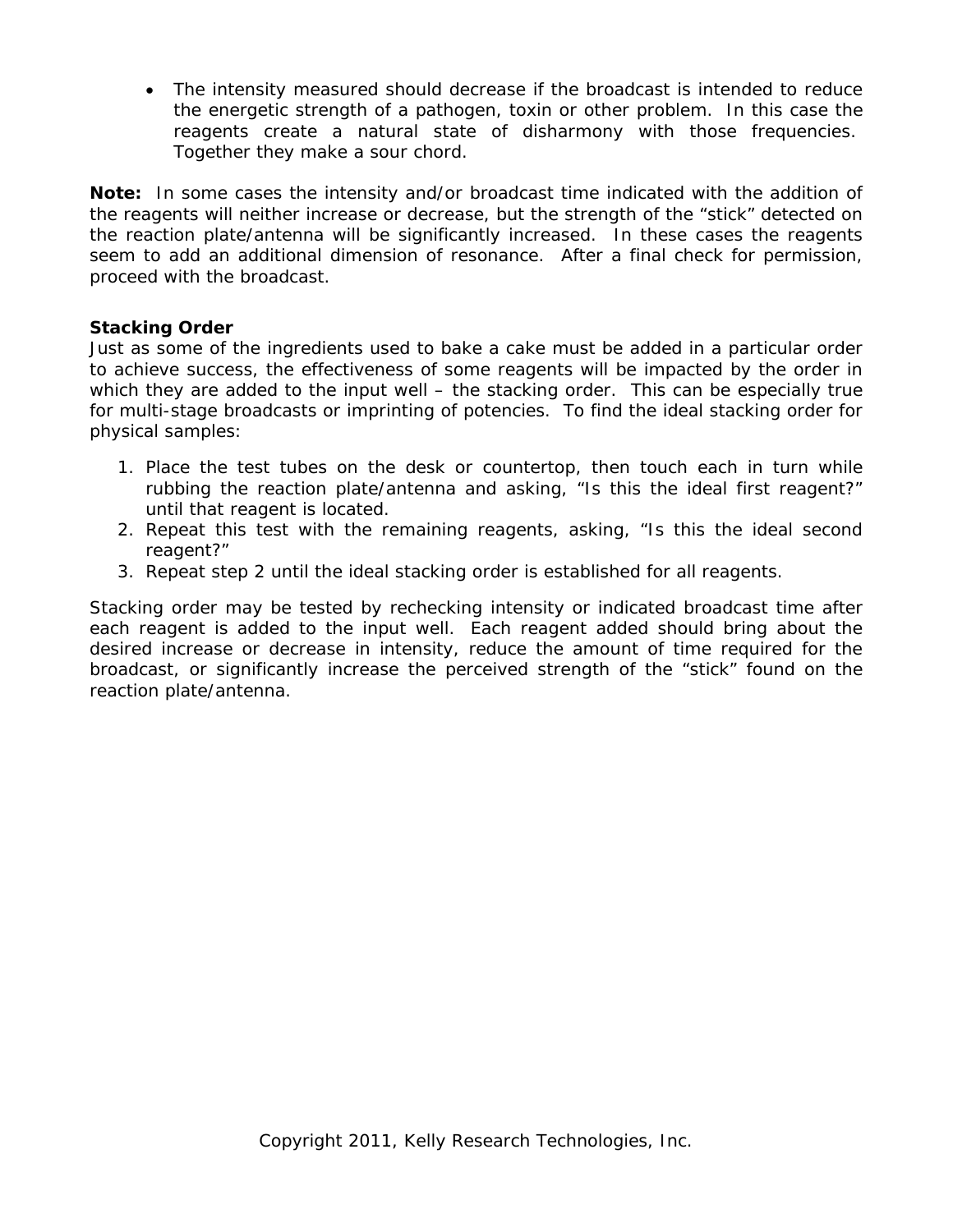- The intensity measured should decrease if the broadcast is intended to reduce the energetic strength of a pathogen, toxin or other problem. In this case the reagents create a natural state of disharmony with those frequencies. Together they make a sour chord.

**Note:** In some cases the intensity and/or broadcast time indicated with the addition of the reagents will neither increase or decrease, but the strength of the "stick" detected on the reaction plate/antenna will be significantly increased. In these cases the reagents seem to add an additional dimension of resonance. After a final check for permission, proceed with the broadcast.

**Stacking Order**

Just as some of the ingredients used to bake a cake must be added in a particular order to achieve success, the effectiveness of some reagents will be impacted by the order in which they are added to the input well – the stacking order. This can be especially true for multi-stage broadcasts or imprinting of potencies. To find the ideal stacking order for physical samples:

1. Place the test tubes on the desk or countertop, then touch each in turn while rubbing the reaction plate/antenna and asking, "Is this the ideal first reagent?" until that reagent is located.
2. Repeat this test with the remaining reagents, asking, "Is this the ideal second reagent?"
3. Repeat step 2 until the ideal stacking order is established for all reagents.

Stacking order may be tested by rechecking intensity or indicated broadcast time after each reagent is added to the input well. Each reagent added should bring about the desired increase or decrease in intensity, reduce the amount of time required for the broadcast, or significantly increase the perceived strength of the "stick" found on the reaction plate/antenna.

Copyright 2011, Kelly Research Technologies, Inc.